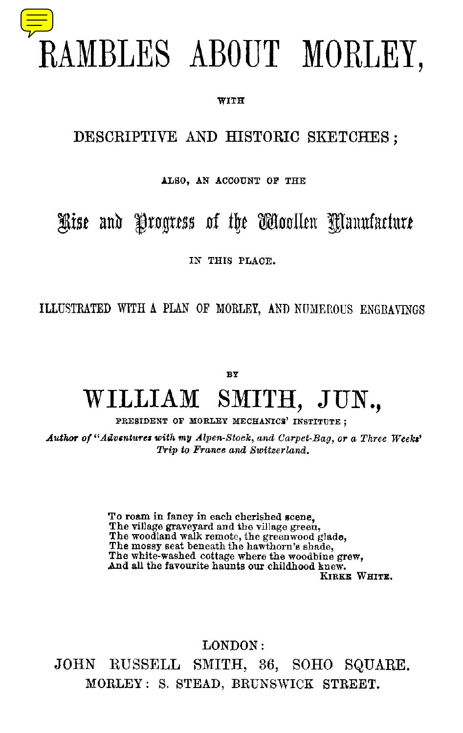# RAMBLES ABOUT MORLEY,

WITH

## DESCRIPTIVE AND HISTORIC SKETCHES;

ALSO, AN ACCOUNT OF THE

## Rise and Progress of the Woollen Manufacture

IN THIS PLACE.

ILLUSTRATED WITH A PLAN OF MORLEY, AND NUMEROUS ENGRAVINGS

BY

## WILLIAM SMITH, JUN.,

PRESIDENT OF MORLEY MECHANICS' INSTITUTE;

*Author of "Adventures with my Alpen-Stock, and Carpet-Bag, or a Three Weeks' Trip to France and Switzerland.*

> To roam in fancy in each cherished scene,
> The village graveyard and the village green,
> The woodland walk remote, the greenwood glade,
> The mossy seat beneath the hawthorn's shade,
> The white-washed cottage where the woodbine grew,
> And all the favourite haunts our childhood knew.
>
> KIRKE WHITE.

LONDON:
JOHN RUSSELL SMITH, 36, SOHO SQUARE.
MORLEY: S. STEAD, BRUNSWICK STREET.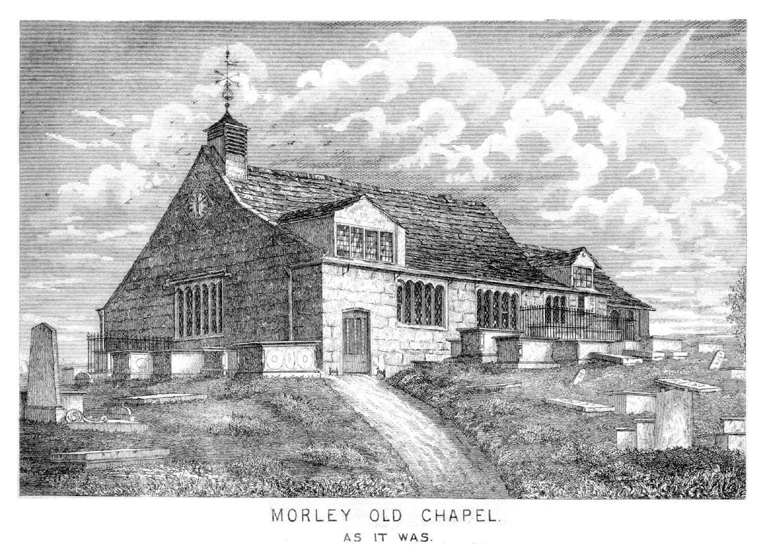MORLEY OLD CHAPEL.

AS IT WAS.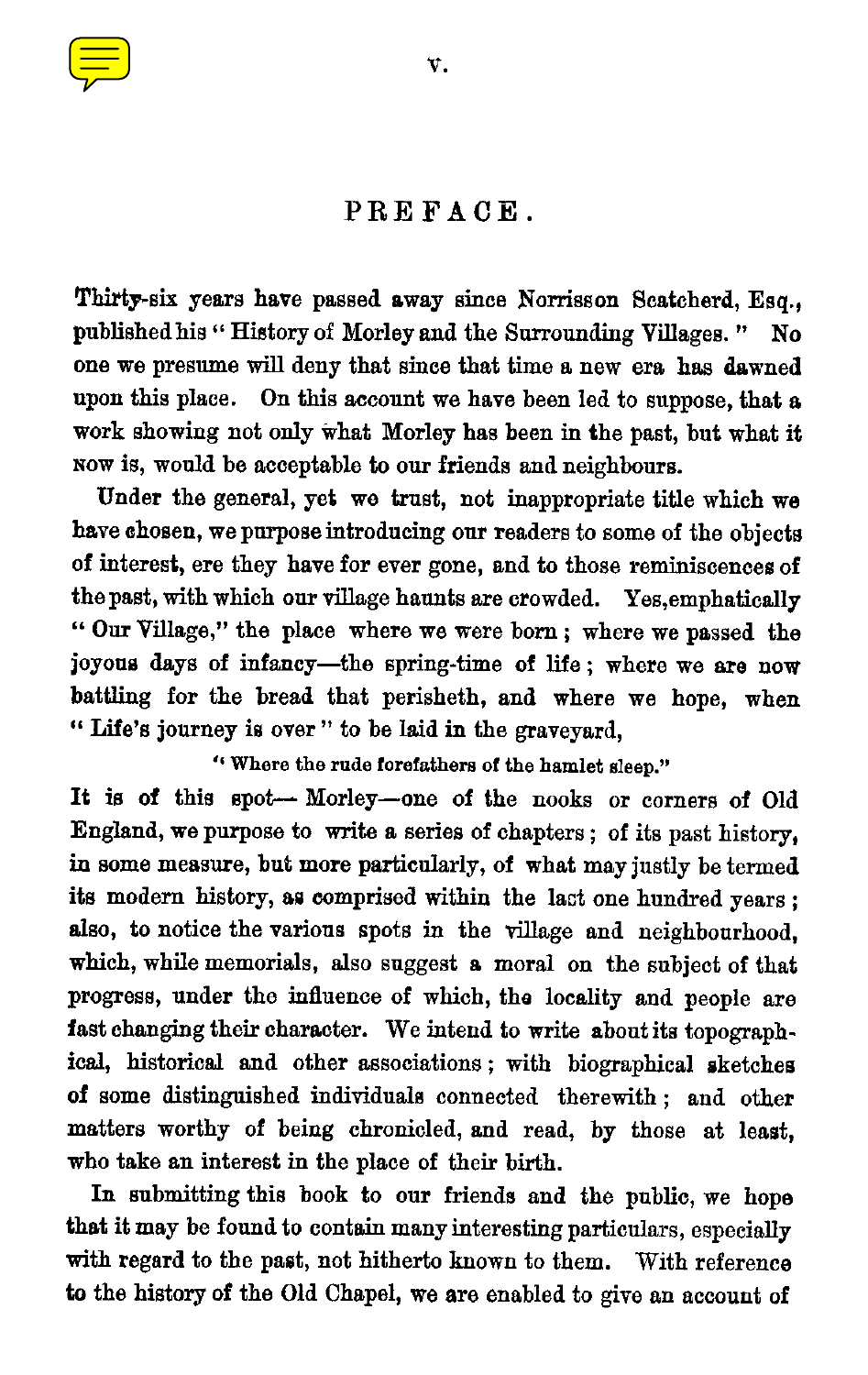# PREFACE.

Thirty-six years have passed away since Norrisson Scatcherd, Esq., published his " History of Morley and the Surrounding Villages. " No one we presume will deny that since that time a new era has dawned upon this place. On this account we have been led to suppose, that a work showing not only what Morley has been in the past, but what it NOW is, would be acceptable to our friends and neighbours.

Under the general, yet we trust, not inappropriate title which we have chosen, we purpose introducing our readers to some of the objects of interest, ere they have for ever gone, and to those reminiscences of the past, with which our village haunts are crowded. Yes, emphatically " Our Village," the place where we were born; where we passed the joyous days of infancy—the spring-time of life; where we are now battling for the bread that perisheth, and where we hope, when " Life's journey is over " to be laid in the graveyard,

" Where the rude forefathers of the hamlet sleep."

It is of this spot— Morley—one of the nooks or corners of Old England, we purpose to write a series of chapters; of its past history, in some measure, but more particularly, of what may justly be termed its modern history, as comprised within the last one hundred years; also, to notice the various spots in the village and neighbourhood, which, while memorials, also suggest a moral on the subject of that progress, under the influence of which, the locality and people are fast changing their character. We intend to write about its topographical, historical and other associations; with biographical sketches of some distinguished individuals connected therewith; and other matters worthy of being chronicled, and read, by those at least, who take an interest in the place of their birth.

In submitting this book to our friends and the public, we hope that it may be found to contain many interesting particulars, especially with regard to the past, not hitherto known to them. With reference to the history of the Old Chapel, we are enabled to give an account of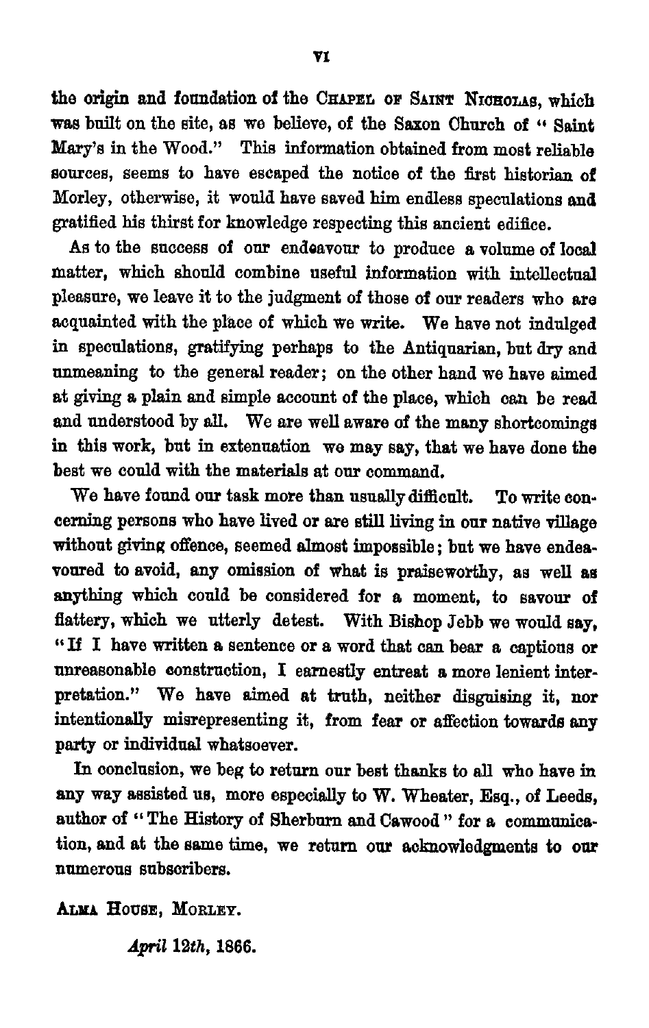the origin and foundation of the CHAPEL OF SAINT NICHOLAS, which was built on the site, as we believe, of the Saxon Church of "Saint Mary's in the Wood." This information obtained from most reliable sources, seems to have escaped the notice of the first historian of Morley, otherwise, it would have saved him endless speculations and gratified his thirst for knowledge respecting this ancient edifice.

As to the success of our endeavour to produce a volume of local matter, which should combine useful information with intellectual pleasure, we leave it to the judgment of those of our readers who are acquainted with the place of which we write. We have not indulged in speculations, gratifying perhaps to the Antiquarian, but dry and unmeaning to the general reader; on the other hand we have aimed at giving a plain and simple account of the place, which can be read and understood by all. We are well aware of the many shortcomings in this work, but in extenuation we may say, that we have done the best we could with the materials at our command.

We have found our task more than usually difficult. To write concerning persons who have lived or are still living in our native village without giving offence, seemed almost impossible; but we have endeavoured to avoid, any omission of what is praiseworthy, as well as anything which could be considered for a moment, to savour of flattery, which we utterly detest. With Bishop Jebb we would say, "If I have written a sentence or a word that can bear a captious or unreasonable construction, I earnestly entreat a more lenient interpretation." We have aimed at truth, neither disguising it, nor intentionally misrepresenting it, from fear or affection towards any party or individual whatsoever.

In conclusion, we beg to return our best thanks to all who have in any way assisted us, more especially to W. Wheater, Esq., of Leeds, author of "The History of Sherburn and Cawood" for a communication, and at the same time, we return our acknowledgments to our numerous subscribers.

ALMA HOUSE, MORLEY.

*April 12th*, 1866.